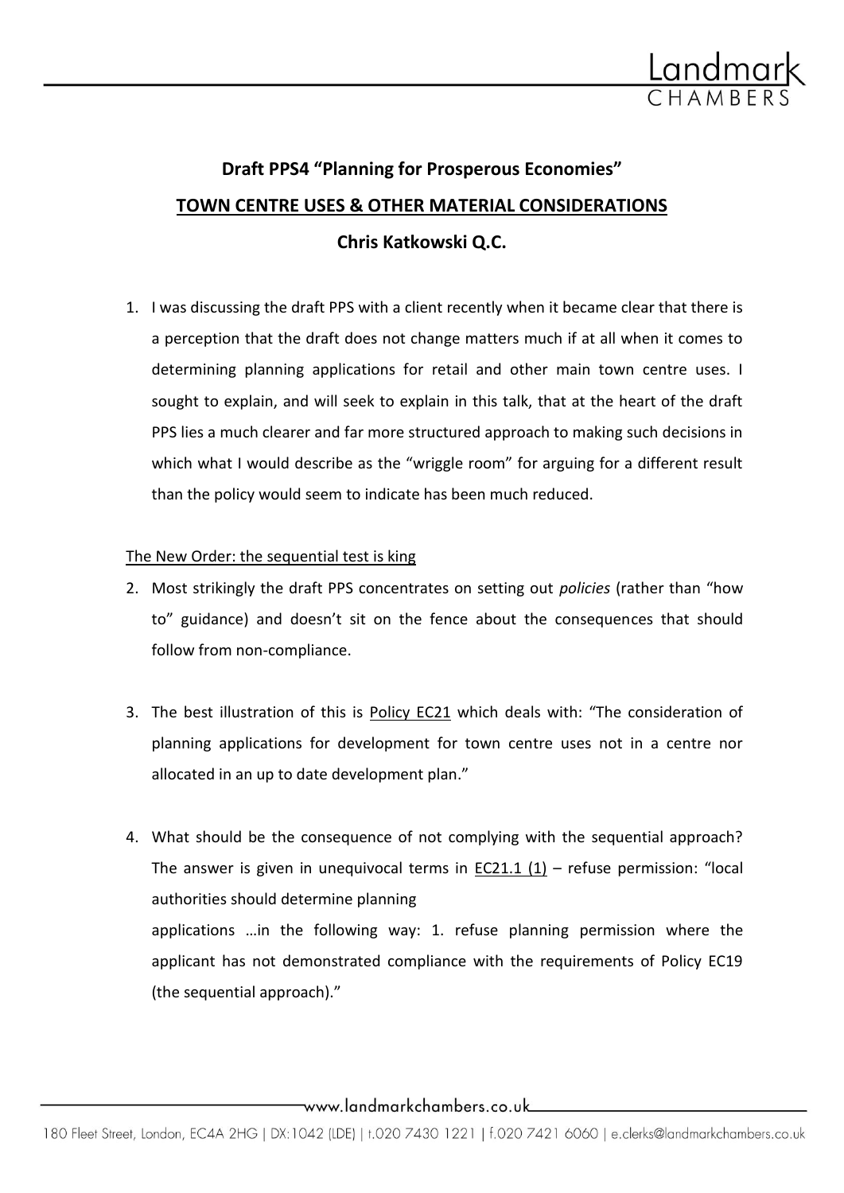# Draft PPS4 "Planning for Prosperous Economies"

## TOWN CENTRE USES & OTHER MATERIAL CONSIDERATIONS

### Chris Katkowski Q.C.

1. I was discussing the draft PPS with a client recently when it became clear that there is a perception that the draft does not change matters much if at all when it comes to determining planning applications for retail and other main town centre uses. I sought to explain, and will seek to explain in this talk, that at the heart of the draft PPS lies a much clearer and far more structured approach to making such decisions in which what I would describe as the "wriggle room" for arguing for a different result than the policy would seem to indicate has been much reduced.

<u>The New Order: the sequential test is king</u>

2. Most strikingly the draft PPS concentrates on setting out *policies* (rather than "how to" guidance) and doesn't sit on the fence about the consequences that should follow from non-compliance.

3. The best illustration of this is <u>Policy EC21</u> which deals with: "The consideration of planning applications for development for town centre uses not in a centre nor allocated in an up to date development plan."

4. What should be the consequence of not complying with the sequential approach? The answer is given in unequivocal terms in <u>EC21.1 (1)</u> – refuse permission: "local authorities should determine planning applications …in the following way: 1. refuse planning permission where the applicant has not demonstrated compliance with the requirements of Policy EC19 (the sequential approach)."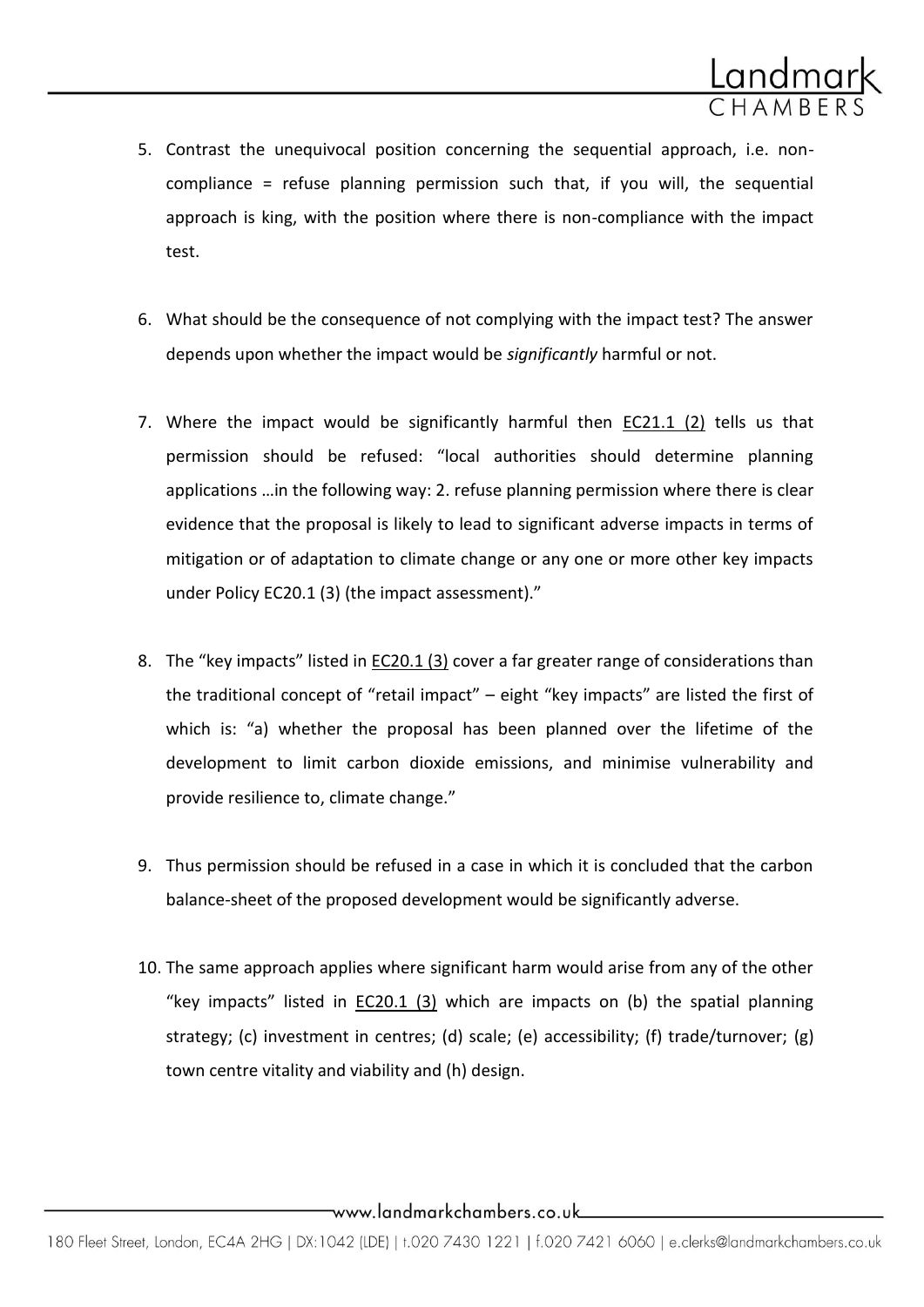5. Contrast the unequivocal position concerning the sequential approach, i.e. non-compliance = refuse planning permission such that, if you will, the sequential approach is king, with the position where there is non-compliance with the impact test.

6. What should be the consequence of not complying with the impact test? The answer depends upon whether the impact would be *significantly* harmful or not.

7. Where the impact would be significantly harmful then EC21.1 (2) tells us that permission should be refused: "local authorities should determine planning applications …in the following way: 2. refuse planning permission where there is clear evidence that the proposal is likely to lead to significant adverse impacts in terms of mitigation or of adaptation to climate change or any one or more other key impacts under Policy EC20.1 (3) (the impact assessment)."

8. The "key impacts" listed in EC20.1 (3) cover a far greater range of considerations than the traditional concept of "retail impact" – eight "key impacts" are listed the first of which is: "a) whether the proposal has been planned over the lifetime of the development to limit carbon dioxide emissions, and minimise vulnerability and provide resilience to, climate change."

9. Thus permission should be refused in a case in which it is concluded that the carbon balance-sheet of the proposed development would be significantly adverse.

10. The same approach applies where significant harm would arise from any of the other "key impacts" listed in EC20.1 (3) which are impacts on (b) the spatial planning strategy; (c) investment in centres; (d) scale; (e) accessibility; (f) trade/turnover; (g) town centre vitality and viability and (h) design.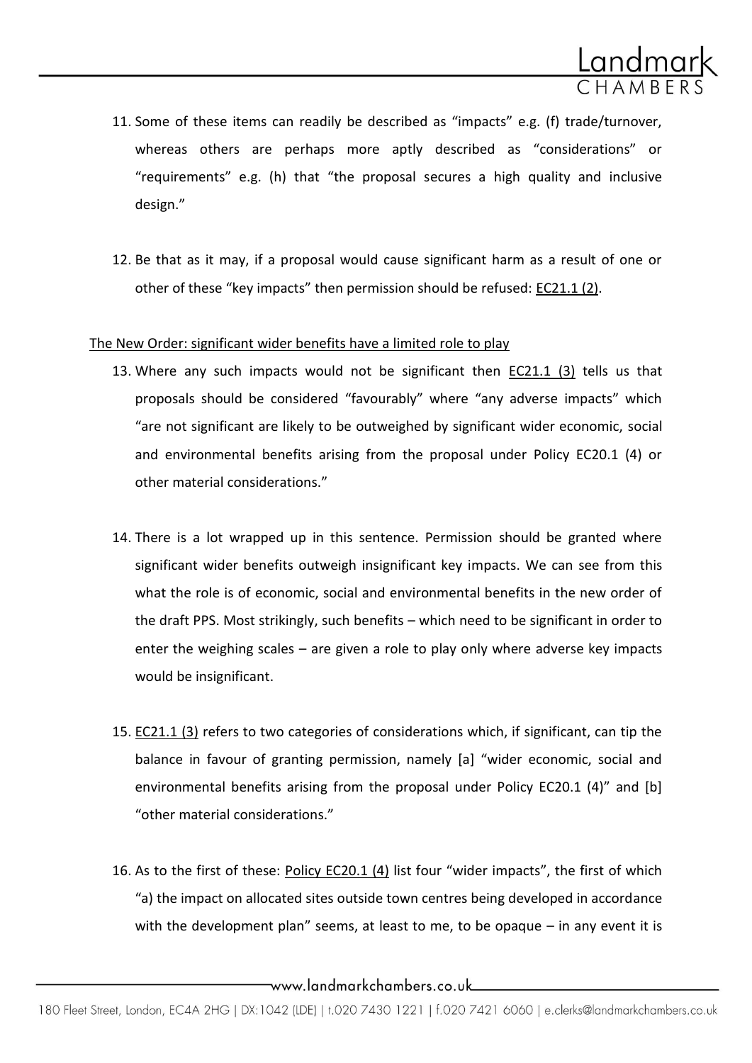11. Some of these items can readily be described as "impacts" e.g. (f) trade/turnover, whereas others are perhaps more aptly described as "considerations" or "requirements" e.g. (h) that "the proposal secures a high quality and inclusive design."

12. Be that as it may, if a proposal would cause significant harm as a result of one or other of these "key impacts" then permission should be refused: EC21.1 (2).

The New Order: significant wider benefits have a limited role to play

13. Where any such impacts would not be significant then EC21.1 (3) tells us that proposals should be considered "favourably" where "any adverse impacts" which "are not significant are likely to be outweighed by significant wider economic, social and environmental benefits arising from the proposal under Policy EC20.1 (4) or other material considerations."

14. There is a lot wrapped up in this sentence. Permission should be granted where significant wider benefits outweigh insignificant key impacts. We can see from this what the role is of economic, social and environmental benefits in the new order of the draft PPS. Most strikingly, such benefits – which need to be significant in order to enter the weighing scales – are given a role to play only where adverse key impacts would be insignificant.

15. EC21.1 (3) refers to two categories of considerations which, if significant, can tip the balance in favour of granting permission, namely [a] "wider economic, social and environmental benefits arising from the proposal under Policy EC20.1 (4)" and [b] "other material considerations."

16. As to the first of these: Policy EC20.1 (4) list four "wider impacts", the first of which "a) the impact on allocated sites outside town centres being developed in accordance with the development plan" seems, at least to me, to be opaque – in any event it is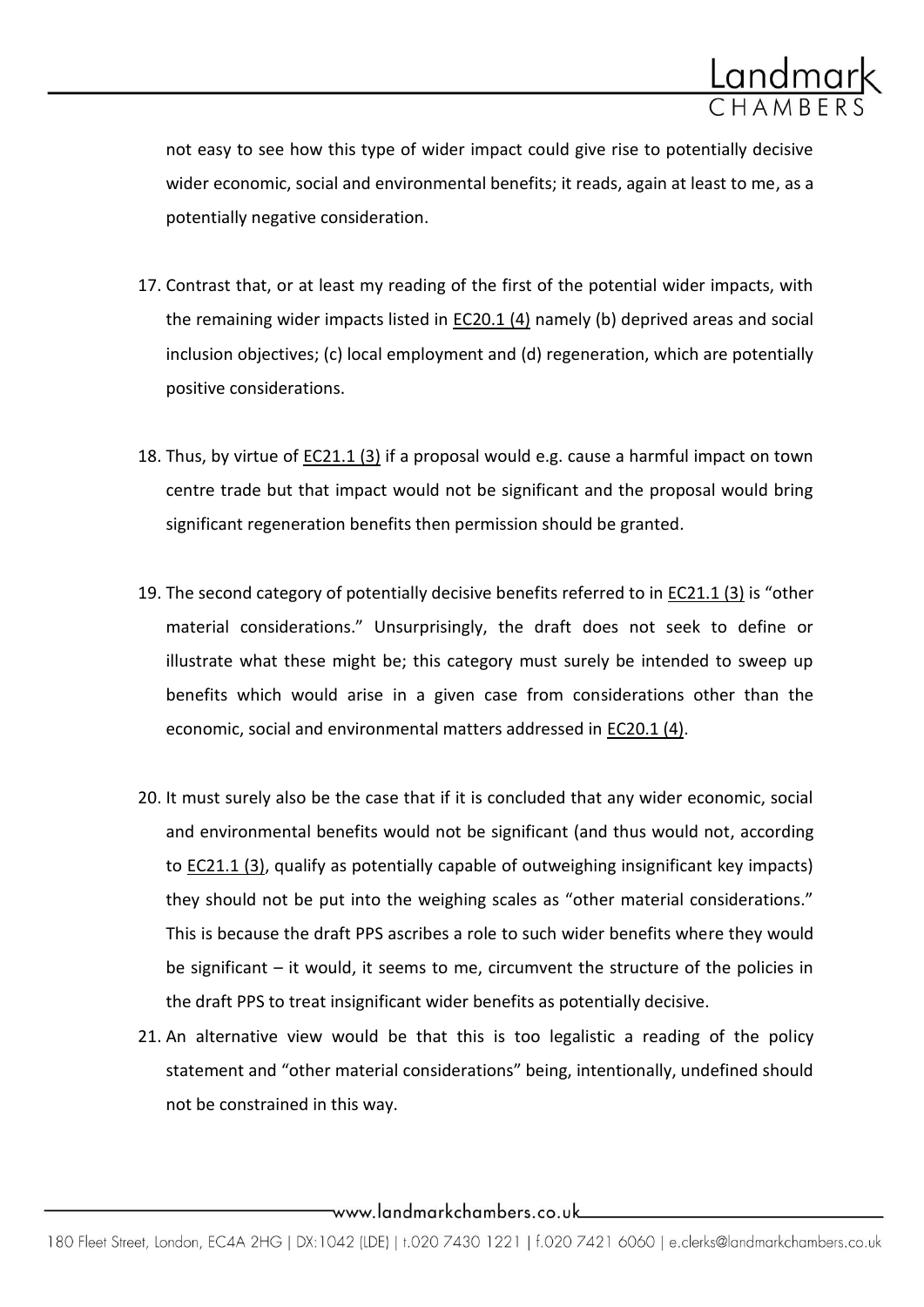not easy to see how this type of wider impact could give rise to potentially decisive wider economic, social and environmental benefits; it reads, again at least to me, as a potentially negative consideration.

17. Contrast that, or at least my reading of the first of the potential wider impacts, with the remaining wider impacts listed in EC20.1 (4) namely (b) deprived areas and social inclusion objectives; (c) local employment and (d) regeneration, which are potentially positive considerations.

18. Thus, by virtue of EC21.1 (3) if a proposal would e.g. cause a harmful impact on town centre trade but that impact would not be significant and the proposal would bring significant regeneration benefits then permission should be granted.

19. The second category of potentially decisive benefits referred to in EC21.1 (3) is "other material considerations." Unsurprisingly, the draft does not seek to define or illustrate what these might be; this category must surely be intended to sweep up benefits which would arise in a given case from considerations other than the economic, social and environmental matters addressed in EC20.1 (4).

20. It must surely also be the case that if it is concluded that any wider economic, social and environmental benefits would not be significant (and thus would not, according to EC21.1 (3), qualify as potentially capable of outweighing insignificant key impacts) they should not be put into the weighing scales as "other material considerations." This is because the draft PPS ascribes a role to such wider benefits where they would be significant – it would, it seems to me, circumvent the structure of the policies in the draft PPS to treat insignificant wider benefits as potentially decisive.

21. An alternative view would be that this is too legalistic a reading of the policy statement and "other material considerations" being, intentionally, undefined should not be constrained in this way.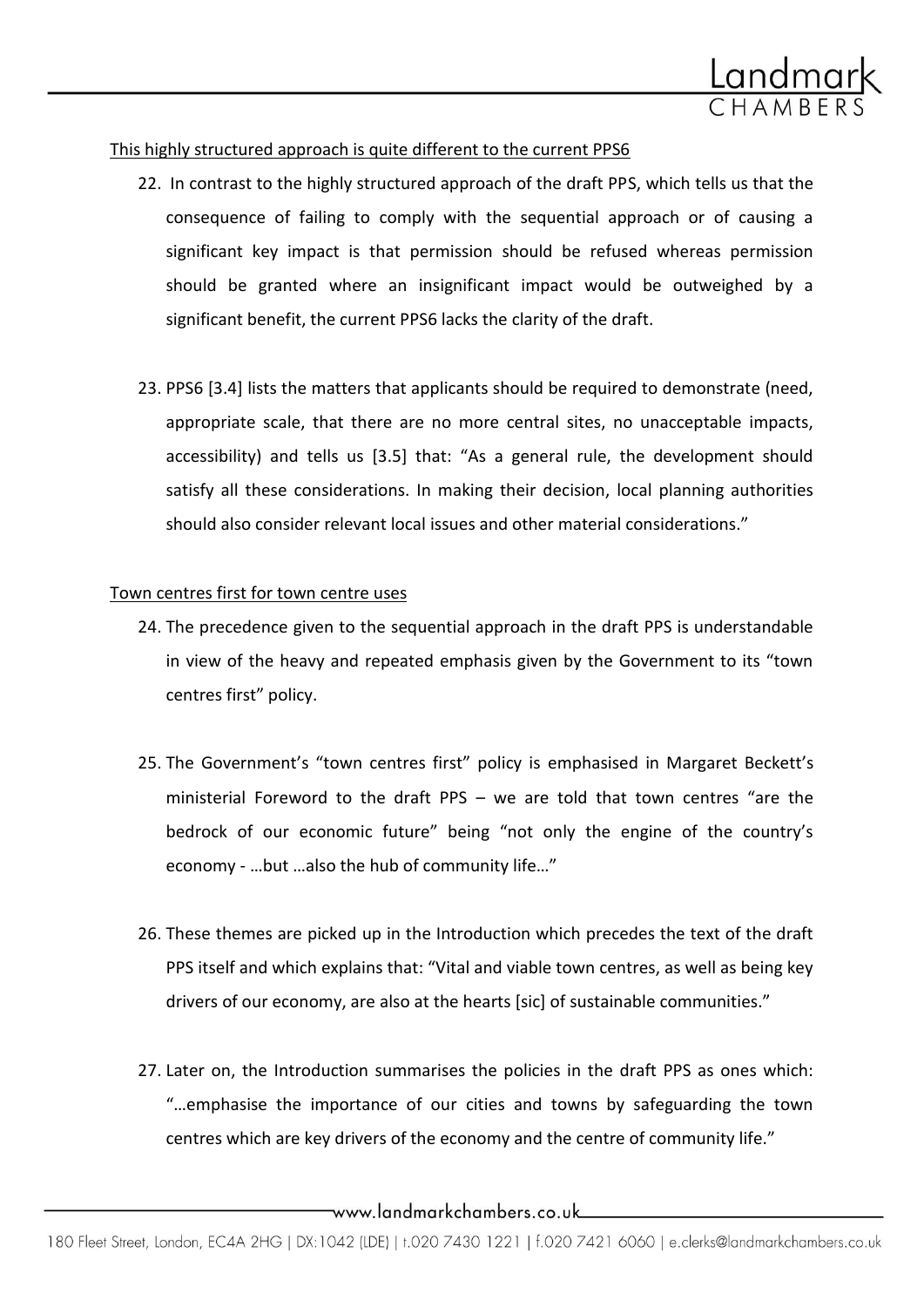<u>This highly structured approach is quite different to the current PPS6</u>

22. In contrast to the highly structured approach of the draft PPS, which tells us that the consequence of failing to comply with the sequential approach or of causing a significant key impact is that permission should be refused whereas permission should be granted where an insignificant impact would be outweighed by a significant benefit, the current PPS6 lacks the clarity of the draft.

23. PPS6 [3.4] lists the matters that applicants should be required to demonstrate (need, appropriate scale, that there are no more central sites, no unacceptable impacts, accessibility) and tells us [3.5] that: "As a general rule, the development should satisfy all these considerations. In making their decision, local planning authorities should also consider relevant local issues and other material considerations."

<u>Town centres first for town centre uses</u>

24. The precedence given to the sequential approach in the draft PPS is understandable in view of the heavy and repeated emphasis given by the Government to its "town centres first" policy.

25. The Government's "town centres first" policy is emphasised in Margaret Beckett's ministerial Foreword to the draft PPS – we are told that town centres "are the bedrock of our economic future" being "not only the engine of the country's economy - …but …also the hub of community life…"

26. These themes are picked up in the Introduction which precedes the text of the draft PPS itself and which explains that: "Vital and viable town centres, as well as being key drivers of our economy, are also at the hearts [sic] of sustainable communities."

27. Later on, the Introduction summarises the policies in the draft PPS as ones which: "…emphasise the importance of our cities and towns by safeguarding the town centres which are key drivers of the economy and the centre of community life."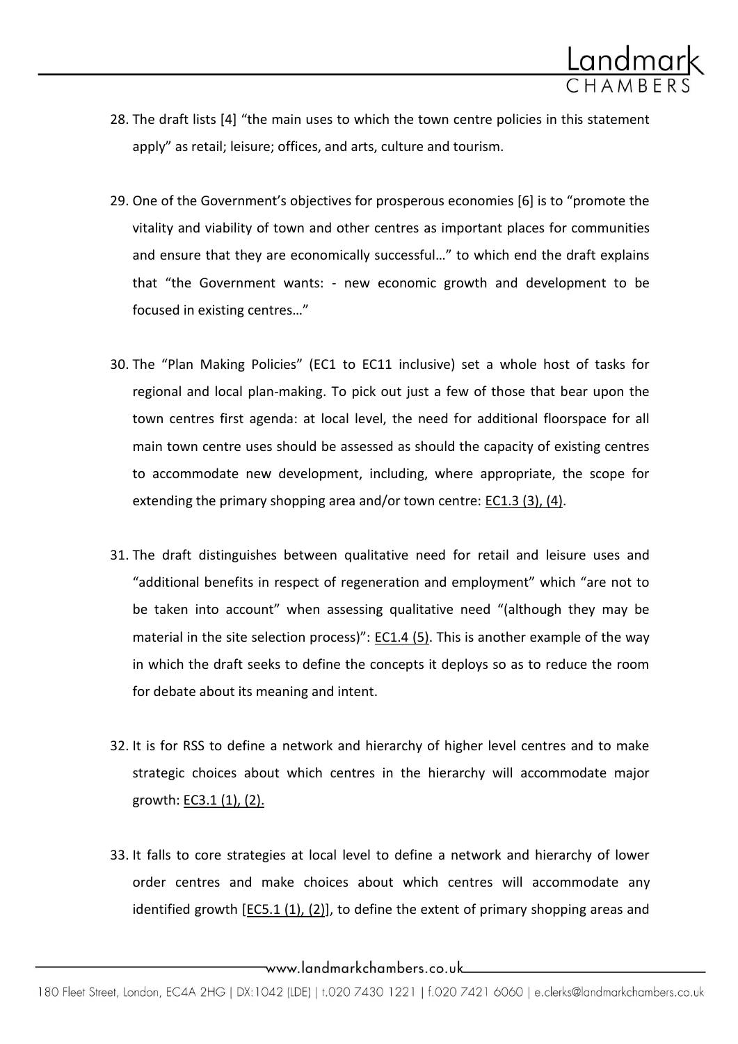28. The draft lists [4] "the main uses to which the town centre policies in this statement apply" as retail; leisure; offices, and arts, culture and tourism.

29. One of the Government's objectives for prosperous economies [6] is to "promote the vitality and viability of town and other centres as important places for communities and ensure that they are economically successful…" to which end the draft explains that "the Government wants: - new economic growth and development to be focused in existing centres…"

30. The "Plan Making Policies" (EC1 to EC11 inclusive) set a whole host of tasks for regional and local plan-making. To pick out just a few of those that bear upon the town centres first agenda: at local level, the need for additional floorspace for all main town centre uses should be assessed as should the capacity of existing centres to accommodate new development, including, where appropriate, the scope for extending the primary shopping area and/or town centre: EC1.3 (3), (4).

31. The draft distinguishes between qualitative need for retail and leisure uses and "additional benefits in respect of regeneration and employment" which "are not to be taken into account" when assessing qualitative need "(although they may be material in the site selection process)": EC1.4 (5). This is another example of the way in which the draft seeks to define the concepts it deploys so as to reduce the room for debate about its meaning and intent.

32. It is for RSS to define a network and hierarchy of higher level centres and to make strategic choices about which centres in the hierarchy will accommodate major growth: EC3.1 (1), (2).

33. It falls to core strategies at local level to define a network and hierarchy of lower order centres and make choices about which centres will accommodate any identified growth [EC5.1 (1), (2)], to define the extent of primary shopping areas and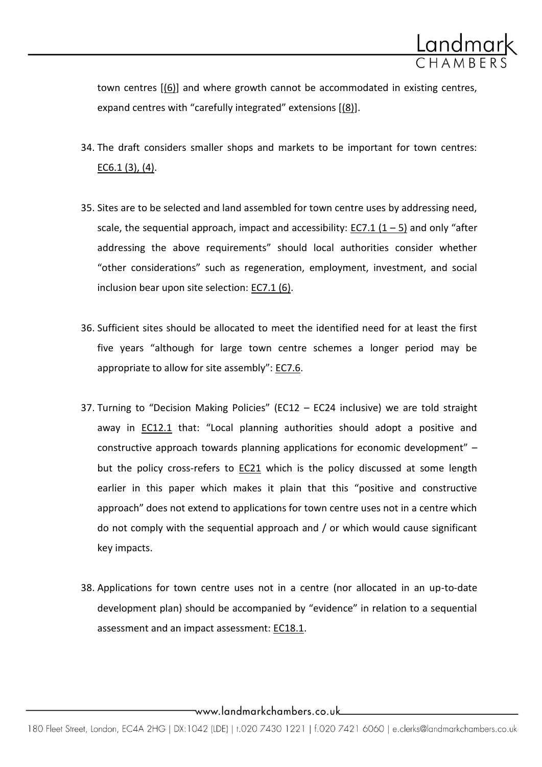town centres [(6)] and where growth cannot be accommodated in existing centres, expand centres with "carefully integrated" extensions [(8)].

34. The draft considers smaller shops and markets to be important for town centres: EC6.1 (3), (4).

35. Sites are to be selected and land assembled for town centre uses by addressing need, scale, the sequential approach, impact and accessibility: EC7.1 (1 – 5) and only "after addressing the above requirements" should local authorities consider whether "other considerations" such as regeneration, employment, investment, and social inclusion bear upon site selection: EC7.1 (6).

36. Sufficient sites should be allocated to meet the identified need for at least the first five years "although for large town centre schemes a longer period may be appropriate to allow for site assembly": EC7.6.

37. Turning to "Decision Making Policies" (EC12 – EC24 inclusive) we are told straight away in EC12.1 that: "Local planning authorities should adopt a positive and constructive approach towards planning applications for economic development" – but the policy cross-refers to EC21 which is the policy discussed at some length earlier in this paper which makes it plain that this "positive and constructive approach" does not extend to applications for town centre uses not in a centre which do not comply with the sequential approach and / or which would cause significant key impacts.

38. Applications for town centre uses not in a centre (nor allocated in an up-to-date development plan) should be accompanied by "evidence" in relation to a sequential assessment and an impact assessment: EC18.1.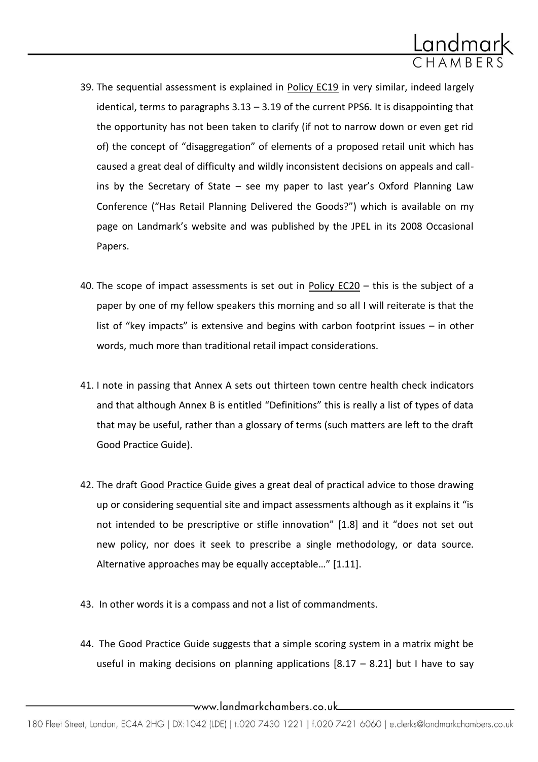39. The sequential assessment is explained in Policy EC19 in very similar, indeed largely identical, terms to paragraphs 3.13 – 3.19 of the current PPS6. It is disappointing that the opportunity has not been taken to clarify (if not to narrow down or even get rid of) the concept of "disaggregation" of elements of a proposed retail unit which has caused a great deal of difficulty and wildly inconsistent decisions on appeals and call-ins by the Secretary of State – see my paper to last year's Oxford Planning Law Conference ("Has Retail Planning Delivered the Goods?") which is available on my page on Landmark's website and was published by the JPEL in its 2008 Occasional Papers.

40. The scope of impact assessments is set out in Policy EC20 – this is the subject of a paper by one of my fellow speakers this morning and so all I will reiterate is that the list of "key impacts" is extensive and begins with carbon footprint issues – in other words, much more than traditional retail impact considerations.

41. I note in passing that Annex A sets out thirteen town centre health check indicators and that although Annex B is entitled "Definitions" this is really a list of types of data that may be useful, rather than a glossary of terms (such matters are left to the draft Good Practice Guide).

42. The draft Good Practice Guide gives a great deal of practical advice to those drawing up or considering sequential site and impact assessments although as it explains it "is not intended to be prescriptive or stifle innovation" [1.8] and it "does not set out new policy, nor does it seek to prescribe a single methodology, or data source. Alternative approaches may be equally acceptable…" [1.11].

43. In other words it is a compass and not a list of commandments.

44. The Good Practice Guide suggests that a simple scoring system in a matrix might be useful in making decisions on planning applications [8.17 – 8.21] but I have to say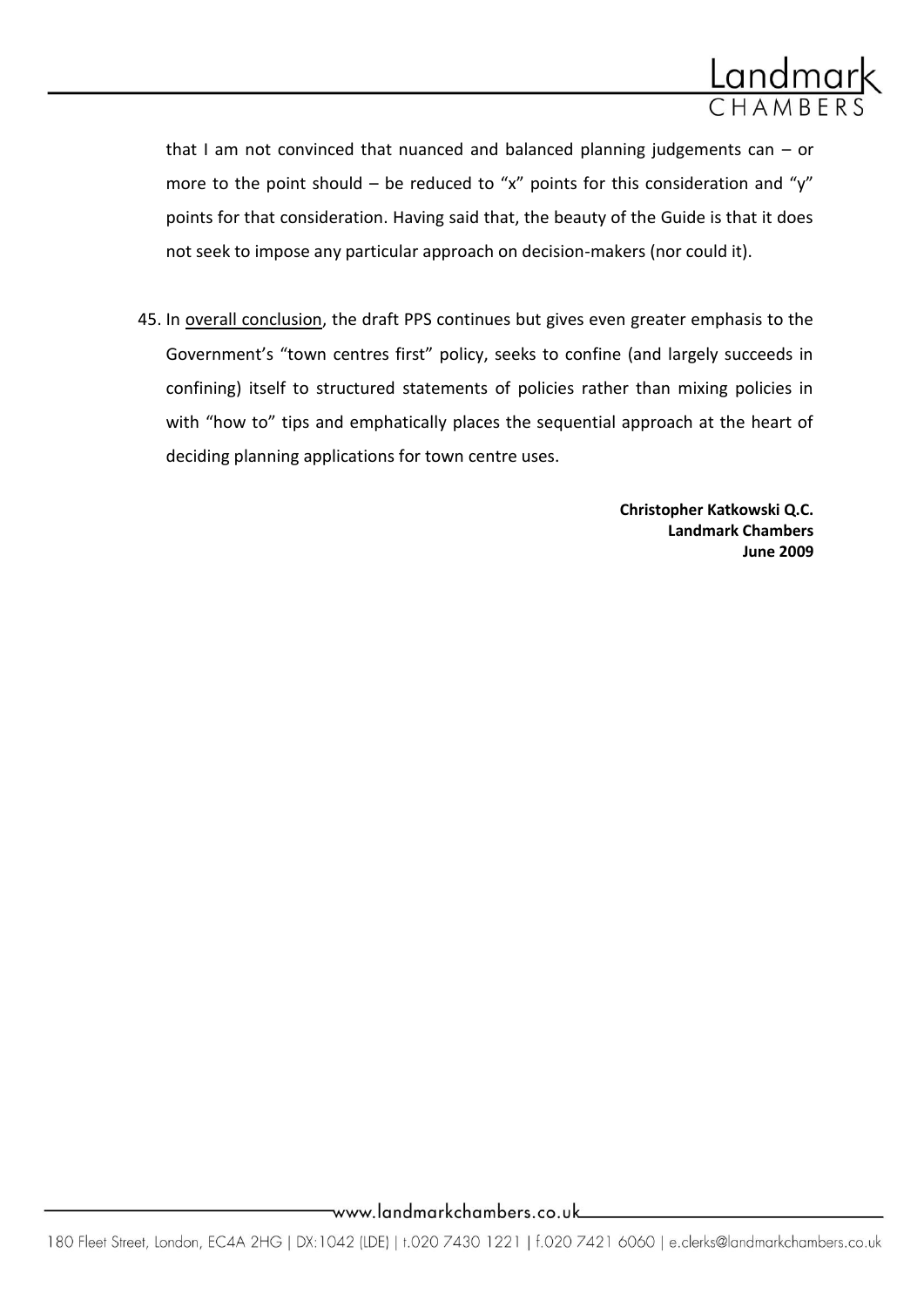that I am not convinced that nuanced and balanced planning judgements can – or more to the point should – be reduced to "x" points for this consideration and "y" points for that consideration. Having said that, the beauty of the Guide is that it does not seek to impose any particular approach on decision-makers (nor could it).

45. In <u>overall conclusion</u>, the draft PPS continues but gives even greater emphasis to the Government's "town centres first" policy, seeks to confine (and largely succeeds in confining) itself to structured statements of policies rather than mixing policies in with "how to" tips and emphatically places the sequential approach at the heart of deciding planning applications for town centre uses.

**Christopher Katkowski Q.C.**
**Landmark Chambers**
**June 2009**